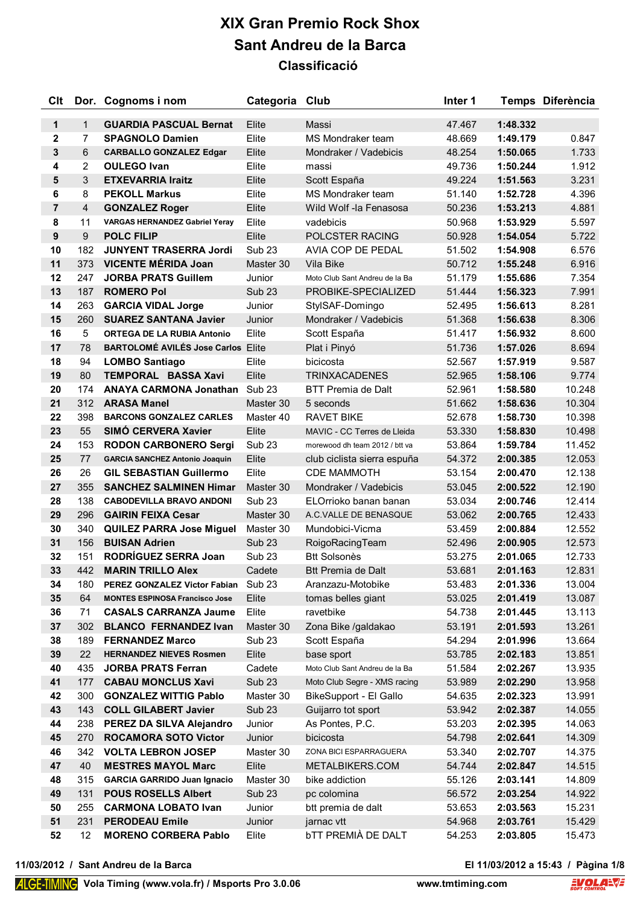# XIX Gran Premio Rock Shox

# Sant Andreu de la Barca

## Classificació

| Clt | Dor. | Cognoms i nom | Categoria | Club | Inter 1 | Temps | Diferència |
|---|---|---|---|---|---|---|---|
| 1 | 1 | **GUARDIA PASCUAL Bernat** | Elite | Massi | 47.467 | **1:48.332** | |
| 2 | 7 | **SPAGNOLO Damien** | Elite | MS Mondraker team | 48.669 | **1:49.179** | 0.847 |
| 3 | 6 | **CARBALLO GONZALEZ Edgar** | Elite | Mondraker / Vadebicis | 48.254 | **1:50.065** | 1.733 |
| 4 | 2 | **OULEGO Ivan** | Elite | massi | 49.736 | **1:50.244** | 1.912 |
| 5 | 3 | **ETXEVARRIA Iraitz** | Elite | Scott España | 49.224 | **1:51.563** | 3.231 |
| 6 | 8 | **PEKOLL Markus** | Elite | MS Mondraker team | 51.140 | **1:52.728** | 4.396 |
| 7 | 4 | **GONZALEZ Roger** | Elite | Wild Wolf -la Fenasosa | 50.236 | **1:53.213** | 4.881 |
| 8 | 11 | **VARGAS HERNANDEZ Gabriel Yeray** | Elite | vadebicis | 50.968 | **1:53.929** | 5.597 |
| 9 | 9 | **POLC FILIP** | Elite | POLCSTER RACING | 50.928 | **1:54.054** | 5.722 |
| 10 | 182 | **JUNYENT TRASERRA Jordi** | Sub 23 | AVIA COP DE PEDAL | 51.502 | **1:54.908** | 6.576 |
| 11 | 373 | **VICENTE MÉRIDA Joan** | Master 30 | Vila Bike | 50.712 | **1:55.248** | 6.916 |
| 12 | 247 | **JORBA PRATS Guillem** | Junior | Moto Club Sant Andreu de la Ba | 51.179 | **1:55.686** | 7.354 |
| 13 | 187 | **ROMERO Pol** | Sub 23 | PROBIKE-SPECIALIZED | 51.444 | **1:56.323** | 7.991 |
| 14 | 263 | **GARCIA VIDAL Jorge** | Junior | StylSAF-Domingo | 52.495 | **1:56.613** | 8.281 |
| 15 | 260 | **SUAREZ SANTANA Javier** | Junior | Mondraker / Vadebicis | 51.368 | **1:56.638** | 8.306 |
| 16 | 5 | **ORTEGA DE LA RUBIA Antonio** | Elite | Scott España | 51.417 | **1:56.932** | 8.600 |
| 17 | 78 | **BARTOLOMÉ AVILÉS Jose Carlos** | Elite | Plat i Pinyó | 51.736 | **1:57.026** | 8.694 |
| 18 | 94 | **LOMBO Santiago** | Elite | bicicosta | 52.567 | **1:57.919** | 9.587 |
| 19 | 80 | **TEMPORAL BASSA Xavi** | Elite | TRINXACADENES | 52.965 | **1:58.106** | 9.774 |
| 20 | 174 | **ANAYA CARMONA Jonathan** | Sub 23 | BTT Premia de Dalt | 52.961 | **1:58.580** | 10.248 |
| 21 | 312 | **ARASA Manel** | Master 30 | 5 seconds | 51.662 | **1:58.636** | 10.304 |
| 22 | 398 | **BARCONS GONZALEZ CARLES** | Master 40 | RAVET BIKE | 52.678 | **1:58.730** | 10.398 |
| 23 | 55 | **SIMÓ CERVERA Xavier** | Elite | MAVIC - CC Terres de Lleida | 53.330 | **1:58.830** | 10.498 |
| 24 | 153 | **RODON CARBONERO Sergi** | Sub 23 | morewood dh team 2012 / btt va | 53.864 | **1:59.784** | 11.452 |
| 25 | 77 | **GARCIA SANCHEZ Antonio Joaquin** | Elite | club ciclista sierra espuña | 54.372 | **2:00.385** | 12.053 |
| 26 | 26 | **GIL SEBASTIAN Guillermo** | Elite | CDE MAMMOTH | 53.154 | **2:00.470** | 12.138 |
| 27 | 355 | **SANCHEZ SALMINEN Himar** | Master 30 | Mondraker / Vadebicis | 53.045 | **2:00.522** | 12.190 |
| 28 | 138 | **CABODEVILLA BRAVO ANDONI** | Sub 23 | ELOrrioko banan banan | 53.034 | **2:00.746** | 12.414 |
| 29 | 296 | **GAIRIN FEIXA Cesar** | Master 30 | A.C.VALLE DE BENASQUE | 53.062 | **2:00.765** | 12.433 |
| 30 | 340 | **QUILEZ PARRA Jose Miguel** | Master 30 | Mundobici-Vicma | 53.459 | **2:00.884** | 12.552 |
| 31 | 156 | **BUISAN Adrien** | Sub 23 | RoigoRacingTeam | 52.496 | **2:00.905** | 12.573 |
| 32 | 151 | **RODRÍGUEZ SERRA Joan** | Sub 23 | Btt Solsonès | 53.275 | **2:01.065** | 12.733 |
| 33 | 442 | **MARIN TRILLO Alex** | Cadete | Btt Premia de Dalt | 53.681 | **2:01.163** | 12.831 |
| 34 | 180 | **PEREZ GONZALEZ Victor Fabian** | Sub 23 | Aranzazu-Motobike | 53.483 | **2:01.336** | 13.004 |
| 35 | 64 | **MONTES ESPINOSA Francisco Jose** | Elite | tomas belles giant | 53.025 | **2:01.419** | 13.087 |
| 36 | 71 | **CASALS CARRANZA Jaume** | Elite | ravetbike | 54.738 | **2:01.445** | 13.113 |
| 37 | 302 | **BLANCO FERNANDEZ Ivan** | Master 30 | Zona Bike /galdakao | 53.191 | **2:01.593** | 13.261 |
| 38 | 189 | **FERNANDEZ Marco** | Sub 23 | Scott España | 54.294 | **2:01.996** | 13.664 |
| 39 | 22 | **HERNANDEZ NIEVES Rosmen** | Elite | base sport | 53.785 | **2:02.183** | 13.851 |
| 40 | 435 | **JORBA PRATS Ferran** | Cadete | Moto Club Sant Andreu de la Ba | 51.584 | **2:02.267** | 13.935 |
| 41 | 177 | **CABAU MONCLUS Xavi** | Sub 23 | Moto Club Segre - XMS racing | 53.989 | **2:02.290** | 13.958 |
| 42 | 300 | **GONZALEZ WITTIG Pablo** | Master 30 | BikeSupport - El Gallo | 54.635 | **2:02.323** | 13.991 |
| 43 | 143 | **COLL GILABERT Javier** | Sub 23 | Guijarro tot sport | 53.942 | **2:02.387** | 14.055 |
| 44 | 238 | **PEREZ DA SILVA Alejandro** | Junior | As Pontes, P.C. | 53.203 | **2:02.395** | 14.063 |
| 45 | 270 | **ROCAMORA SOTO Victor** | Junior | bicicosta | 54.798 | **2:02.641** | 14.309 |
| 46 | 342 | **VOLTA LEBRON JOSEP** | Master 30 | ZONA BICI ESPARRAGUERA | 53.340 | **2:02.707** | 14.375 |
| 47 | 40 | **MESTRES MAYOL Marc** | Elite | METALBIKERS.COM | 54.744 | **2:02.847** | 14.515 |
| 48 | 315 | **GARCIA GARRIDO Juan Ignacio** | Master 30 | bike addiction | 55.126 | **2:03.141** | 14.809 |
| 49 | 131 | **POUS ROSELLS Albert** | Sub 23 | pc colomina | 56.572 | **2:03.254** | 14.922 |
| 50 | 255 | **CARMONA LOBATO Ivan** | Junior | btt premia de dalt | 53.653 | **2:03.563** | 15.231 |
| 51 | 231 | **PERODEAU Emile** | Junior | jarnac vtt | 54.968 | **2:03.761** | 15.429 |
| 52 | 12 | **MORENO CORBERA Pablo** | Elite | bTT PREMIÀ DE DALT | 54.253 | **2:03.805** | 15.473 |

**11/03/2012 / Sant Andreu de la Barca** **El 11/03/2012 a 15:43**

ALGE-TIMING Vola Timing (www.vola.fr) / Msports Pro 3.0.06 www.tmtiming.com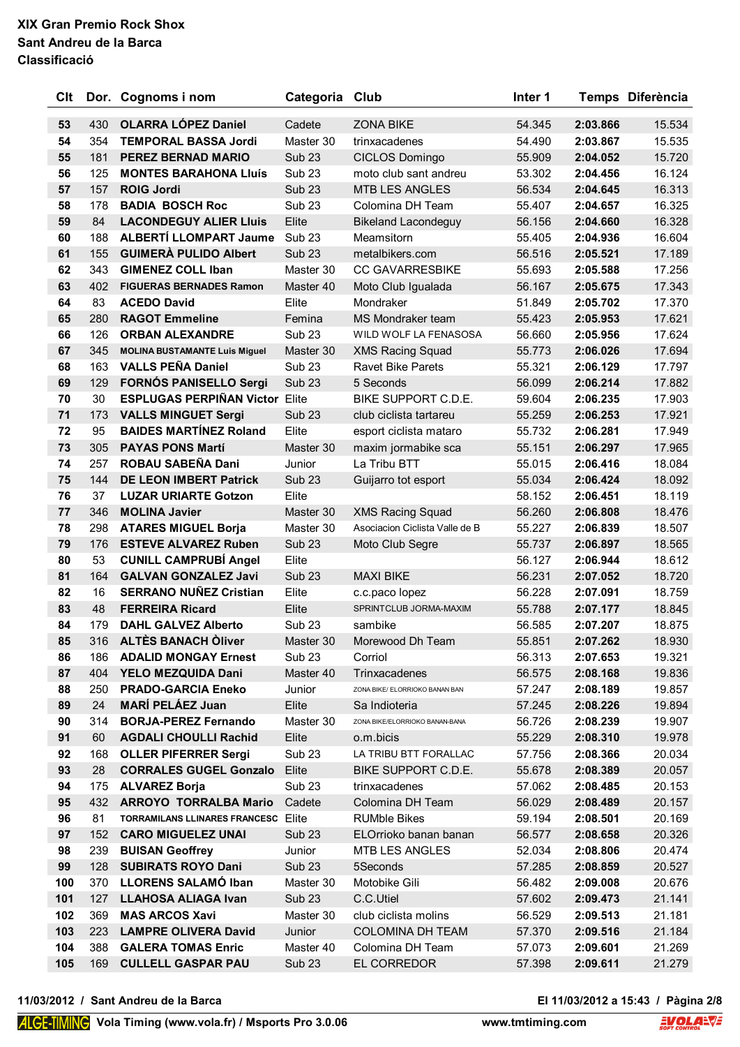# XIX Gran Premio Rock Shox
## Sant Andreu de la Barca
## Classificació

| Clt | Dor. | Cognoms i nom | Categoria | Club | Inter 1 | Temps | Diferència |
|---|---|---|---|---|---|---|---|
| 53 | 430 | **OLARRA LÓPEZ Daniel** | Cadete | ZONA BIKE | 54.345 | **2:03.866** | 15.534 |
| 54 | 354 | **TEMPORAL BASSA Jordi** | Master 30 | trinxacadenes | 54.490 | **2:03.867** | 15.535 |
| 55 | 181 | **PEREZ BERNAD MARIO** | Sub 23 | CICLOS Domingo | 55.909 | **2:04.052** | 15.720 |
| 56 | 125 | **MONTES BARAHONA Lluís** | Sub 23 | moto club sant andreu | 53.302 | **2:04.456** | 16.124 |
| 57 | 157 | **ROIG Jordi** | Sub 23 | MTB LES ANGLES | 56.534 | **2:04.645** | 16.313 |
| 58 | 178 | **BADIA BOSCH Roc** | Sub 23 | Colomina DH Team | 55.407 | **2:04.657** | 16.325 |
| 59 | 84 | **LACONDEGUY ALIER Lluis** | Elite | Bikeland Lacondeguy | 56.156 | **2:04.660** | 16.328 |
| 60 | 188 | **ALBERTÍ LLOMPART Jaume** | Sub 23 | Meamsitorn | 55.405 | **2:04.936** | 16.604 |
| 61 | 155 | **GUIMERÀ PULIDO Albert** | Sub 23 | metalbikers.com | 56.516 | **2:05.521** | 17.189 |
| 62 | 343 | **GIMENEZ COLL Iban** | Master 30 | CC GAVARRESBIKE | 55.693 | **2:05.588** | 17.256 |
| 63 | 402 | **FIGUERAS BERNADES Ramon** | Master 40 | Moto Club Igualada | 56.167 | **2:05.675** | 17.343 |
| 64 | 83 | **ACEDO David** | Elite | Mondraker | 51.849 | **2:05.702** | 17.370 |
| 65 | 280 | **RAGOT Emmeline** | Femina | MS Mondraker team | 55.423 | **2:05.953** | 17.621 |
| 66 | 126 | **ORBAN ALEXANDRE** | Sub 23 | WILD WOLF LA FENASOSA | 56.660 | **2:05.956** | 17.624 |
| 67 | 345 | **MOLINA BUSTAMANTE Luis Miguel** | Master 30 | XMS Racing Squad | 55.773 | **2:06.026** | 17.694 |
| 68 | 163 | **VALLS PEÑA Daniel** | Sub 23 | Ravet Bike Parets | 55.321 | **2:06.129** | 17.797 |
| 69 | 129 | **FORNÓS PANISELLO Sergi** | Sub 23 | 5 Seconds | 56.099 | **2:06.214** | 17.882 |
| 70 | 30 | **ESPLUGAS PERPIÑAN Victor** | Elite | BIKE SUPPORT C.D.E. | 59.604 | **2:06.235** | 17.903 |
| 71 | 173 | **VALLS MINGUET Sergi** | Sub 23 | club ciclista tartareu | 55.259 | **2:06.253** | 17.921 |
| 72 | 95 | **BAIDES MARTÍNEZ Roland** | Elite | esport ciclista mataro | 55.732 | **2:06.281** | 17.949 |
| 73 | 305 | **PAYAS PONS Martí** | Master 30 | maxim jormabike sca | 55.151 | **2:06.297** | 17.965 |
| 74 | 257 | **ROBAU SABEÑA Dani** | Junior | La Tribu BTT | 55.015 | **2:06.416** | 18.084 |
| 75 | 144 | **DE LEON IMBERT Patrick** | Sub 23 | Guijarro tot esport | 55.034 | **2:06.424** | 18.092 |
| 76 | 37 | **LUZAR URIARTE Gotzon** | Elite | | 58.152 | **2:06.451** | 18.119 |
| 77 | 346 | **MOLINA Javier** | Master 30 | XMS Racing Squad | 56.260 | **2:06.808** | 18.476 |
| 78 | 298 | **ATARES MIGUEL Borja** | Master 30 | Asociacion Ciclista Valle de B | 55.227 | **2:06.839** | 18.507 |
| 79 | 176 | **ESTEVE ALVAREZ Ruben** | Sub 23 | Moto Club Segre | 55.737 | **2:06.897** | 18.565 |
| 80 | 53 | **CUNILL CAMPRUBÍ Angel** | Elite | | 56.127 | **2:06.944** | 18.612 |
| 81 | 164 | **GALVAN GONZALEZ Javi** | Sub 23 | MAXI BIKE | 56.231 | **2:07.052** | 18.720 |
| 82 | 16 | **SERRANO NUÑEZ Cristian** | Elite | c.c.paco lopez | 56.228 | **2:07.091** | 18.759 |
| 83 | 48 | **FERREIRA Ricard** | Elite | SPRINTCLUB JORMA-MAXIM | 55.788 | **2:07.177** | 18.845 |
| 84 | 179 | **DAHL GALVEZ Alberto** | Sub 23 | sambike | 56.585 | **2:07.207** | 18.875 |
| 85 | 316 | **ALTÈS BANACH Òliver** | Master 30 | Morewood Dh Team | 55.851 | **2:07.262** | 18.930 |
| 86 | 186 | **ADALID MONGAY Ernest** | Sub 23 | Corriol | 56.313 | **2:07.653** | 19.321 |
| 87 | 404 | **YELO MEZQUIDA Dani** | Master 40 | Trinxacadenes | 56.575 | **2:08.168** | 19.836 |
| 88 | 250 | **PRADO-GARCIA Eneko** | Junior | ZONA BIKE/ ELORRIOKO BANAN BAN | 57.247 | **2:08.189** | 19.857 |
| 89 | 24 | **MARÍ PELÁEZ Juan** | Elite | Sa Indioteria | 57.245 | **2:08.226** | 19.894 |
| 90 | 314 | **BORJA-PEREZ Fernando** | Master 30 | ZONA BIKE/ELORRIOKO BANAN-BANA | 56.726 | **2:08.239** | 19.907 |
| 91 | 60 | **AGDALI CHOULLI Rachid** | Elite | o.m.bicis | 55.229 | **2:08.310** | 19.978 |
| 92 | 168 | **OLLER PIFERRER Sergi** | Sub 23 | LA TRIBU BTT FORALLAC | 57.756 | **2:08.366** | 20.034 |
| 93 | 28 | **CORRALES GUGEL Gonzalo** | Elite | BIKE SUPPORT C.D.E. | 55.678 | **2:08.389** | 20.057 |
| 94 | 175 | **ALVAREZ Borja** | Sub 23 | trinxacadenes | 57.062 | **2:08.485** | 20.153 |
| 95 | 432 | **ARROYO TORRALBA Mario** | Cadete | Colomina DH Team | 56.029 | **2:08.489** | 20.157 |
| 96 | 81 | **TORRAMILANS LLINARES FRANCESC** | Elite | RUMble Bikes | 59.194 | **2:08.501** | 20.169 |
| 97 | 152 | **CARO MIGUELEZ UNAI** | Sub 23 | ELOrrioko banan banan | 56.577 | **2:08.658** | 20.326 |
| 98 | 239 | **BUISAN Geoffrey** | Junior | MTB LES ANGLES | 52.034 | **2:08.806** | 20.474 |
| 99 | 128 | **SUBIRATS ROYO Dani** | Sub 23 | 5Seconds | 57.285 | **2:08.859** | 20.527 |
| 100 | 370 | **LLORENS SALAMÓ Iban** | Master 30 | Motobike Gili | 56.482 | **2:09.008** | 20.676 |
| 101 | 127 | **LLAHOSA ALIAGA Ivan** | Sub 23 | C.C.Utiel | 57.602 | **2:09.473** | 21.141 |
| 102 | 369 | **MAS ARCOS Xavi** | Master 30 | club ciclista molins | 56.529 | **2:09.513** | 21.181 |
| 103 | 223 | **LAMPRE OLIVERA David** | Junior | COLOMINA DH TEAM | 57.370 | **2:09.516** | 21.184 |
| 104 | 388 | **GALERA TOMAS Enric** | Master 40 | Colomina DH Team | 57.073 | **2:09.601** | 21.269 |
| 105 | 169 | **CULLELL GASPAR PAU** | Sub 23 | EL CORREDOR | 57.398 | **2:09.611** | 21.279 |

**11/03/2012 / Sant Andreu de la Barca** — **El 11/03/2012 a 15:43**

ALGE-TIMING **Vola Timing (www.vola.fr) / Msports Pro 3.0.06** **www.tmtiming.com**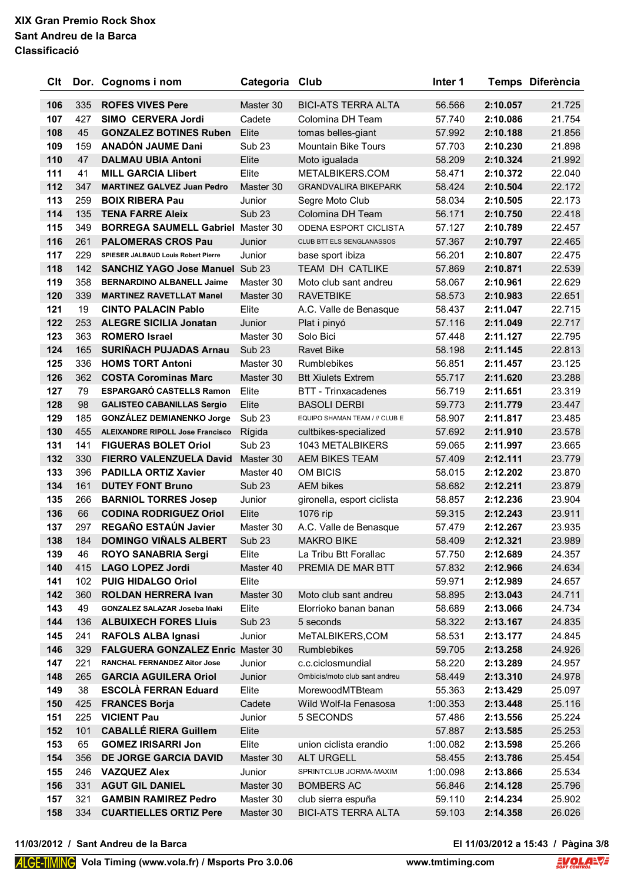**XIX Gran Premio Rock Shox**
**Sant Andreu de la Barca**
**Classificació**

| Clt | Dor. | Cognoms i nom | Categoria | Club | Inter 1 | Temps | Diferència |
|---|---|---|---|---|---|---|---|
| **106** | 335 | **ROFES VIVES Pere** | Master 30 | BICI-ATS TERRA ALTA | 56.566 | **2:10.057** | 21.725 |
| **107** | 427 | **SIMO CERVERA Jordi** | Cadete | Colomina DH Team | 57.740 | **2:10.086** | 21.754 |
| **108** | 45 | **GONZALEZ BOTINES Ruben** | Elite | tomas belles-giant | 57.992 | **2:10.188** | 21.856 |
| **109** | 159 | **ANADÓN JAUME Dani** | Sub 23 | Mountain Bike Tours | 57.703 | **2:10.230** | 21.898 |
| **110** | 47 | **DALMAU UBIA Antoni** | Elite | Moto igualada | 58.209 | **2:10.324** | 21.992 |
| **111** | 41 | **MILL GARCIA Llibert** | Elite | METALBIKERS.COM | 58.471 | **2:10.372** | 22.040 |
| **112** | 347 | **MARTINEZ GALVEZ Juan Pedro** | Master 30 | GRANDVALIRA BIKEPARK | 58.424 | **2:10.504** | 22.172 |
| **113** | 259 | **BOIX RIBERA Pau** | Junior | Segre Moto Club | 58.034 | **2:10.505** | 22.173 |
| **114** | 135 | **TENA FARRE Aleix** | Sub 23 | Colomina DH Team | 56.171 | **2:10.750** | 22.418 |
| **115** | 349 | **BORREGA SAUMELL Gabriel** | Master 30 | ODENA ESPORT CICLISTA | 57.127 | **2:10.789** | 22.457 |
| **116** | 261 | **PALOMERAS CROS Pau** | Junior | CLUB BTT ELS SENGLANASSOS | 57.367 | **2:10.797** | 22.465 |
| **117** | 229 | **SPIESER JALBAUD Louis Robert Pierre** | Junior | base sport ibiza | 56.201 | **2:10.807** | 22.475 |
| **118** | 142 | **SANCHIZ YAGO Jose Manuel** | Sub 23 | TEAM DH CATLIKE | 57.869 | **2:10.871** | 22.539 |
| **119** | 358 | **BERNARDINO ALBANELL Jaime** | Master 30 | Moto club sant andreu | 58.067 | **2:10.961** | 22.629 |
| **120** | 339 | **MARTINEZ RAVETLLAT Manel** | Master 30 | RAVETBIKE | 58.573 | **2:10.983** | 22.651 |
| **121** | 19 | **CINTO PALACIN Pablo** | Elite | A.C. Valle de Benasque | 58.437 | **2:11.047** | 22.715 |
| **122** | 253 | **ALEGRE SICILIA Jonatan** | Junior | Plat i pinyó | 57.116 | **2:11.049** | 22.717 |
| **123** | 363 | **ROMERO Israel** | Master 30 | Solo Bici | 57.448 | **2:11.127** | 22.795 |
| **124** | 165 | **SURIÑACH PUJADAS Arnau** | Sub 23 | Ravet Bike | 58.198 | **2:11.145** | 22.813 |
| **125** | 336 | **HOMS TORT Antoni** | Master 30 | Rumblebikes | 56.851 | **2:11.457** | 23.125 |
| **126** | 362 | **COSTA Corominas Marc** | Master 30 | Btt Xiulets Extrem | 55.717 | **2:11.620** | 23.288 |
| **127** | 79 | **ESPARGARÓ CASTELLS Ramon** | Elite | BTT - Trinxacadenes | 56.719 | **2:11.651** | 23.319 |
| **128** | 98 | **GALISTEO CABANILLAS Sergio** | Elite | BASOLI DERBI | 59.773 | **2:11.779** | 23.447 |
| **129** | 185 | **GONZÁLEZ DEMIANENKO Jorge** | Sub 23 | EQUIPO SHAMAN TEAM / // CLUB E | 58.907 | **2:11.817** | 23.485 |
| **130** | 455 | **ALEIXANDRE RIPOLL Jose Francisco** | Rígida | cultbikes-specialized | 57.692 | **2:11.910** | 23.578 |
| **131** | 141 | **FIGUERAS BOLET Oriol** | Sub 23 | 1043 METALBIKERS | 59.065 | **2:11.997** | 23.665 |
| **132** | 330 | **FIERRO VALENZUELA David** | Master 30 | AEM BIKES TEAM | 57.409 | **2:12.111** | 23.779 |
| **133** | 396 | **PADILLA ORTIZ Xavier** | Master 40 | OM BICIS | 58.015 | **2:12.202** | 23.870 |
| **134** | 161 | **DUTEY FONT Bruno** | Sub 23 | AEM bikes | 58.682 | **2:12.211** | 23.879 |
| **135** | 266 | **BARNIOL TORRES Josep** | Junior | gironella, esport ciclista | 58.857 | **2:12.236** | 23.904 |
| **136** | 66 | **CODINA RODRIGUEZ Oriol** | Elite | 1076 rip | 59.315 | **2:12.243** | 23.911 |
| **137** | 297 | **REGAÑO ESTAÚN Javier** | Master 30 | A.C. Valle de Benasque | 57.479 | **2:12.267** | 23.935 |
| **138** | 184 | **DOMINGO VIÑALS ALBERT** | Sub 23 | MAKRO BIKE | 58.409 | **2:12.321** | 23.989 |
| **139** | 46 | **ROYO SANABRIA Sergi** | Elite | La Tribu Btt Forallac | 57.750 | **2:12.689** | 24.357 |
| **140** | 415 | **LAGO LOPEZ Jordi** | Master 40 | PREMIA DE MAR BTT | 57.832 | **2:12.966** | 24.634 |
| **141** | 102 | **PUIG HIDALGO Oriol** | Elite | | 59.971 | **2:12.989** | 24.657 |
| **142** | 360 | **ROLDAN HERRERA Ivan** | Master 30 | Moto club sant andreu | 58.895 | **2:13.043** | 24.711 |
| **143** | 49 | **GONZALEZ SALAZAR Joseba Iñaki** | Elite | Elorrioko banan banan | 58.689 | **2:13.066** | 24.734 |
| **144** | 136 | **ALBUIXECH FORES Lluis** | Sub 23 | 5 seconds | 58.322 | **2:13.167** | 24.835 |
| **145** | 241 | **RAFOLS ALBA Ignasi** | Junior | MeTALBIKERS,COM | 58.531 | **2:13.177** | 24.845 |
| **146** | 329 | **FALGUERA GONZALEZ Enric** | Master 30 | Rumblebikes | 59.705 | **2:13.258** | 24.926 |
| **147** | 221 | **RANCHAL FERNANDEZ Aitor Jose** | Junior | c.c.ciclosmundial | 58.220 | **2:13.289** | 24.957 |
| **148** | 265 | **GARCIA AGUILERA Oriol** | Junior | Ombicis/moto club sant andreu | 58.449 | **2:13.310** | 24.978 |
| **149** | 38 | **ESCOLÀ FERRAN Eduard** | Elite | MorewoodMTBteam | 55.363 | **2:13.429** | 25.097 |
| **150** | 425 | **FRANCES Borja** | Cadete | Wild Wolf-la Fenasosa | 1:00.353 | **2:13.448** | 25.116 |
| **151** | 225 | **VICIENT Pau** | Junior | 5 SECONDS | 57.486 | **2:13.556** | 25.224 |
| **152** | 101 | **CABALLÉ RIERA Guillem** | Elite | | 57.887 | **2:13.585** | 25.253 |
| **153** | 65 | **GOMEZ IRISARRI Jon** | Elite | union ciclista erandio | 1:00.082 | **2:13.598** | 25.266 |
| **154** | 356 | **DE JORGE GARCIA DAVID** | Master 30 | ALT URGELL | 58.455 | **2:13.786** | 25.454 |
| **155** | 246 | **VAZQUEZ Alex** | Junior | SPRINTCLUB JORMA-MAXIM | 1:00.098 | **2:13.866** | 25.534 |
| **156** | 331 | **AGUT GIL DANIEL** | Master 30 | BOMBERS AC | 56.846 | **2:14.128** | 25.796 |
| **157** | 321 | **GAMBIN RAMIREZ Pedro** | Master 30 | club sierra espuña | 59.110 | **2:14.234** | 25.902 |
| **158** | 334 | **CUARTIELLES ORTIZ Pere** | Master 30 | BICI-ATS TERRA ALTA | 59.103 | **2:14.358** | 26.026 |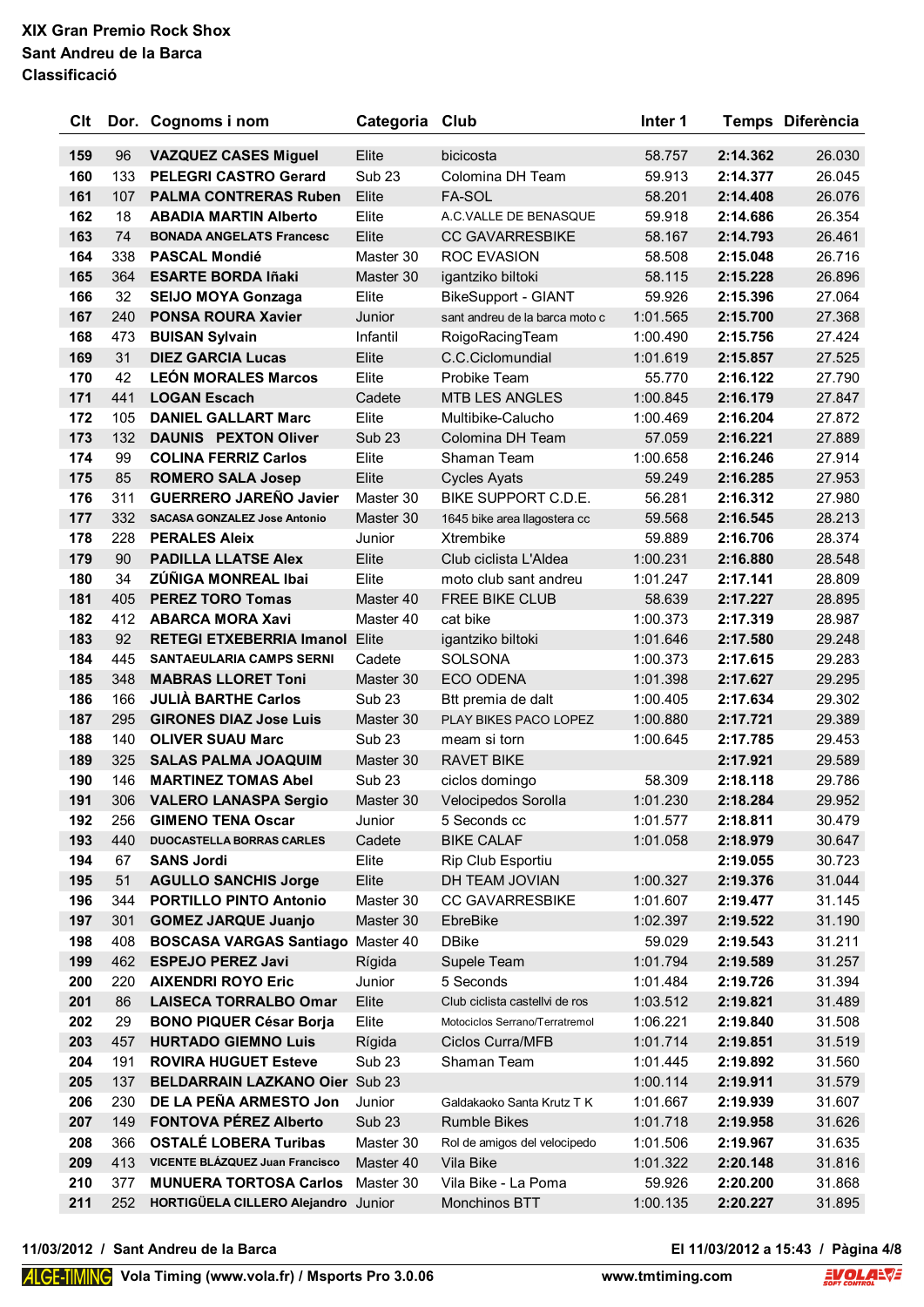# XIX Gran Premio Rock Shox
## Sant Andreu de la Barca
## Classificació

| Clt | Dor. | Cognoms i nom | Categoria | Club | Inter 1 | Temps | Diferència |
|---|---|---|---|---|---|---|---|
| 159 | 96 | **VAZQUEZ CASES Miguel** | Elite | bicicosta | 58.757 | **2:14.362** | 26.030 |
| 160 | 133 | **PELEGRI CASTRO Gerard** | Sub 23 | Colomina DH Team | 59.913 | **2:14.377** | 26.045 |
| 161 | 107 | **PALMA CONTRERAS Ruben** | Elite | FA-SOL | 58.201 | **2:14.408** | 26.076 |
| 162 | 18 | **ABADIA MARTIN Alberto** | Elite | A.C.VALLE DE BENASQUE | 59.918 | **2:14.686** | 26.354 |
| 163 | 74 | **BONADA ANGELATS Francesc** | Elite | CC GAVARRESBIKE | 58.167 | **2:14.793** | 26.461 |
| 164 | 338 | **PASCAL Mondié** | Master 30 | ROC EVASION | 58.508 | **2:15.048** | 26.716 |
| 165 | 364 | **ESARTE BORDA Iñaki** | Master 30 | igantziko biltoki | 58.115 | **2:15.228** | 26.896 |
| 166 | 32 | **SEIJO MOYA Gonzaga** | Elite | BikeSupport - GIANT | 59.926 | **2:15.396** | 27.064 |
| 167 | 240 | **PONSA ROURA Xavier** | Junior | sant andreu de la barca moto c | 1:01.565 | **2:15.700** | 27.368 |
| 168 | 473 | **BUISAN Sylvain** | Infantil | RoigoRacingTeam | 1:00.490 | **2:15.756** | 27.424 |
| 169 | 31 | **DIEZ GARCIA Lucas** | Elite | C.C.Ciclomundial | 1:01.619 | **2:15.857** | 27.525 |
| 170 | 42 | **LEÓN MORALES Marcos** | Elite | Probike Team | 55.770 | **2:16.122** | 27.790 |
| 171 | 441 | **LOGAN Escach** | Cadete | MTB LES ANGLES | 1:00.845 | **2:16.179** | 27.847 |
| 172 | 105 | **DANIEL GALLART Marc** | Elite | Multibike-Calucho | 1:00.469 | **2:16.204** | 27.872 |
| 173 | 132 | **DAUNIS PEXTON Oliver** | Sub 23 | Colomina DH Team | 57.059 | **2:16.221** | 27.889 |
| 174 | 99 | **COLINA FERRIZ Carlos** | Elite | Shaman Team | 1:00.658 | **2:16.246** | 27.914 |
| 175 | 85 | **ROMERO SALA Josep** | Elite | Cycles Ayats | 59.249 | **2:16.285** | 27.953 |
| 176 | 311 | **GUERRERO JAREÑO Javier** | Master 30 | BIKE SUPPORT C.D.E. | 56.281 | **2:16.312** | 27.980 |
| 177 | 332 | **SACASA GONZALEZ Jose Antonio** | Master 30 | 1645 bike area llagostera cc | 59.568 | **2:16.545** | 28.213 |
| 178 | 228 | **PERALES Aleix** | Junior | Xtrembike | 59.889 | **2:16.706** | 28.374 |
| 179 | 90 | **PADILLA LLATSE Alex** | Elite | Club ciclista L'Aldea | 1:00.231 | **2:16.880** | 28.548 |
| 180 | 34 | **ZÚÑIGA MONREAL Ibai** | Elite | moto club sant andreu | 1:01.247 | **2:17.141** | 28.809 |
| 181 | 405 | **PEREZ TORO Tomas** | Master 40 | FREE BIKE CLUB | 58.639 | **2:17.227** | 28.895 |
| 182 | 412 | **ABARCA MORA Xavi** | Master 40 | cat bike | 1:00.373 | **2:17.319** | 28.987 |
| 183 | 92 | **RETEGI ETXEBERRIA Imanol** | Elite | igantziko biltoki | 1:01.646 | **2:17.580** | 29.248 |
| 184 | 445 | **SANTAEULARIA CAMPS SERNI** | Cadete | SOLSONA | 1:00.373 | **2:17.615** | 29.283 |
| 185 | 348 | **MABRAS LLORET Toni** | Master 30 | ECO ODENA | 1:01.398 | **2:17.627** | 29.295 |
| 186 | 166 | **JULIÀ BARTHE Carlos** | Sub 23 | Btt premia de dalt | 1:00.405 | **2:17.634** | 29.302 |
| 187 | 295 | **GIRONES DIAZ Jose Luis** | Master 30 | PLAY BIKES PACO LOPEZ | 1:00.880 | **2:17.721** | 29.389 |
| 188 | 140 | **OLIVER SUAU Marc** | Sub 23 | meam si torn | 1:00.645 | **2:17.785** | 29.453 |
| 189 | 325 | **SALAS PALMA JOAQUIM** | Master 30 | RAVET BIKE | | **2:17.921** | 29.589 |
| 190 | 146 | **MARTINEZ TOMAS Abel** | Sub 23 | ciclos domingo | 58.309 | **2:18.118** | 29.786 |
| 191 | 306 | **VALERO LANASPA Sergio** | Master 30 | Velocipedos Sorolla | 1:01.230 | **2:18.284** | 29.952 |
| 192 | 256 | **GIMENO TENA Oscar** | Junior | 5 Seconds cc | 1:01.577 | **2:18.811** | 30.479 |
| 193 | 440 | **DUOCASTELLA BORRAS CARLES** | Cadete | BIKE CALAF | 1:01.058 | **2:18.979** | 30.647 |
| 194 | 67 | **SANS Jordi** | Elite | Rip Club Esportiu | | **2:19.055** | 30.723 |
| 195 | 51 | **AGULLO SANCHIS Jorge** | Elite | DH TEAM JOVIAN | 1:00.327 | **2:19.376** | 31.044 |
| 196 | 344 | **PORTILLO PINTO Antonio** | Master 30 | CC GAVARRESBIKE | 1:01.607 | **2:19.477** | 31.145 |
| 197 | 301 | **GOMEZ JARQUE Juanjo** | Master 30 | EbreBike | 1:02.397 | **2:19.522** | 31.190 |
| 198 | 408 | **BOSCASA VARGAS Santiago** | Master 40 | DBike | 59.029 | **2:19.543** | 31.211 |
| 199 | 462 | **ESPEJO PEREZ Javi** | Rígida | Supele Team | 1:01.794 | **2:19.589** | 31.257 |
| 200 | 220 | **AIXENDRI ROYO Eric** | Junior | 5 Seconds | 1:01.484 | **2:19.726** | 31.394 |
| 201 | 86 | **LAISECA TORRALBO Omar** | Elite | Club ciclista castellvi de ros | 1:03.512 | **2:19.821** | 31.489 |
| 202 | 29 | **BONO PIQUER César Borja** | Elite | Motociclos Serrano/Terratremol | 1:06.221 | **2:19.840** | 31.508 |
| 203 | 457 | **HURTADO GIEMNO Luis** | Rígida | Ciclos Curra/MFB | 1:01.714 | **2:19.851** | 31.519 |
| 204 | 191 | **ROVIRA HUGUET Esteve** | Sub 23 | Shaman Team | 1:01.445 | **2:19.892** | 31.560 |
| 205 | 137 | **BELDARRAIN LAZKANO Oier** | Sub 23 | | 1:00.114 | **2:19.911** | 31.579 |
| 206 | 230 | **DE LA PEÑA ARMESTO Jon** | Junior | Galdakaoko Santa Krutz T K | 1:01.667 | **2:19.939** | 31.607 |
| 207 | 149 | **FONTOVA PÉREZ Alberto** | Sub 23 | Rumble Bikes | 1:01.718 | **2:19.958** | 31.626 |
| 208 | 366 | **OSTALÉ LOBERA Turibas** | Master 30 | Rol de amigos del velocipedo | 1:01.506 | **2:19.967** | 31.635 |
| 209 | 413 | **VICENTE BLÁZQUEZ Juan Francisco** | Master 40 | Vila Bike | 1:01.322 | **2:20.148** | 31.816 |
| 210 | 377 | **MUNUERA TORTOSA Carlos** | Master 30 | Vila Bike - La Poma | 59.926 | **2:20.200** | 31.868 |
| 211 | 252 | **HORTIGÜELA CILLERO Alejandro** | Junior | Monchinos BTT | 1:00.135 | **2:20.227** | 31.895 |

**11/03/2012 / Sant Andreu de la Barca** — **El 11/03/2012 a 15:43**

ALGE-TIMING **Vola Timing (www.vola.fr) / Msports Pro 3.0.06** — **www.tmtiming.com**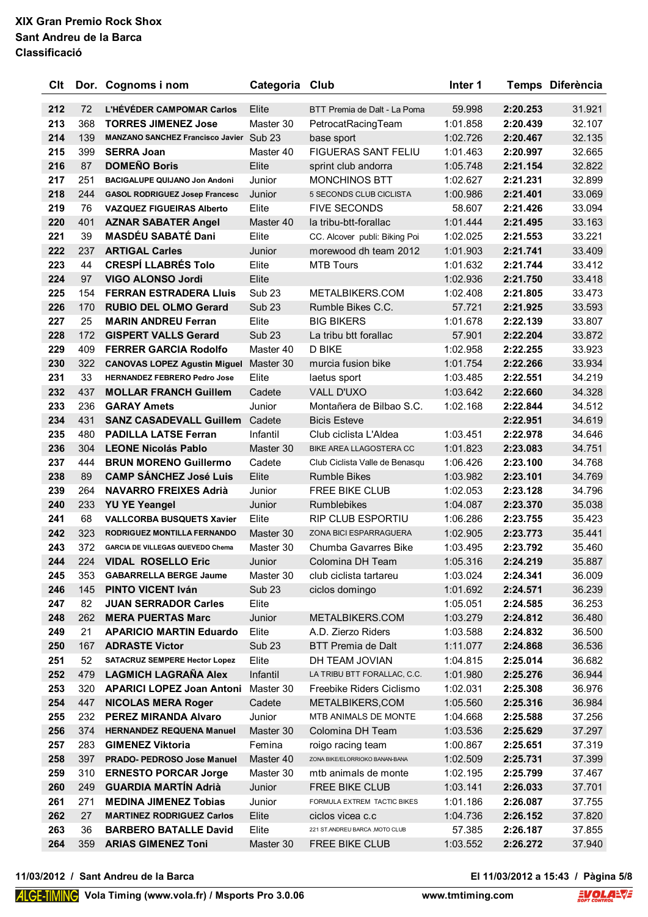**XIX Gran Premio Rock Shox**
**Sant Andreu de la Barca**
**Classificació**

| Clt | Dor. | Cognoms i nom | Categoria | Club | Inter 1 | Temps | Diferència |
|---|---|---|---|---|---|---|---|
| 212 | 72 | L'HÉVÉDER CAMPOMAR Carlos | Elite | BTT Premia de Dalt - La Poma | 59.998 | 2:20.253 | 31.921 |
| 213 | 368 | TORRES JIMENEZ Jose | Master 30 | PetrocatRacingTeam | 1:01.858 | 2:20.439 | 32.107 |
| 214 | 139 | MANZANO SANCHEZ Francisco Javier | Sub 23 | base sport | 1:02.726 | 2:20.467 | 32.135 |
| 215 | 399 | SERRA Joan | Master 40 | FIGUERAS SANT FELIU | 1:01.463 | 2:20.997 | 32.665 |
| 216 | 87 | DOMEÑO Boris | Elite | sprint club andorra | 1:05.748 | 2:21.154 | 32.822 |
| 217 | 251 | BACIGALUPE QUIJANO Jon Andoni | Junior | MONCHINOS BTT | 1:02.627 | 2:21.231 | 32.899 |
| 218 | 244 | GASOL RODRIGUEZ Josep Francesc | Junior | 5 SECONDS CLUB CICLISTA | 1:00.986 | 2:21.401 | 33.069 |
| 219 | 76 | VAZQUEZ FIGUEIRAS Alberto | Elite | FIVE SECONDS | 58.607 | 2:21.426 | 33.094 |
| 220 | 401 | AZNAR SABATER Angel | Master 40 | la tribu-btt-forallac | 1:01.444 | 2:21.495 | 33.163 |
| 221 | 39 | MASDÉU SABATÉ Dani | Elite | CC. Alcover publi: Biking Poi | 1:02.025 | 2:21.553 | 33.221 |
| 222 | 237 | ARTIGAL Carles | Junior | morewood dh team 2012 | 1:01.903 | 2:21.741 | 33.409 |
| 223 | 44 | CRESPÍ LLABRÉS Tolo | Elite | MTB Tours | 1:01.632 | 2:21.744 | 33.412 |
| 224 | 97 | VIGO ALONSO Jordi | Elite | | 1:02.936 | 2:21.750 | 33.418 |
| 225 | 154 | FERRAN ESTRADERA Lluis | Sub 23 | METALBIKERS.COM | 1:02.408 | 2:21.805 | 33.473 |
| 226 | 170 | RUBIO DEL OLMO Gerard | Sub 23 | Rumble Bikes C.C. | 57.721 | 2:21.925 | 33.593 |
| 227 | 25 | MARIN ANDREU Ferran | Elite | BIG BIKERS | 1:01.678 | 2:22.139 | 33.807 |
| 228 | 172 | GISPERT VALLS Gerard | Sub 23 | La tribu btt forallac | 57.901 | 2:22.204 | 33.872 |
| 229 | 409 | FERRER GARCIA Rodolfo | Master 40 | D BIKE | 1:02.958 | 2:22.255 | 33.923 |
| 230 | 322 | CANOVAS LOPEZ Agustin Miguel | Master 30 | murcia fusion bike | 1:01.754 | 2:22.266 | 33.934 |
| 231 | 33 | HERNANDEZ FEBRERO Pedro Jose | Elite | laetus sport | 1:03.485 | 2:22.551 | 34.219 |
| 232 | 437 | MOLLAR FRANCH Guillem | Cadete | VALL D'UXO | 1:03.642 | 2:22.660 | 34.328 |
| 233 | 236 | GARAY Amets | Junior | Montañera de Bilbao S.C. | 1:02.168 | 2:22.844 | 34.512 |
| 234 | 431 | SANZ CASADEVALL Guillem | Cadete | Bicis Esteve | | 2:22.951 | 34.619 |
| 235 | 480 | PADILLA LATSE Ferran | Infantil | Club ciclista L'Aldea | 1:03.451 | 2:22.978 | 34.646 |
| 236 | 304 | LEONE Nicolás Pablo | Master 30 | BIKE AREA LLAGOSTERA CC | 1:01.823 | 2:23.083 | 34.751 |
| 237 | 444 | BRUN MORENO Guillermo | Cadete | Club Ciclista Valle de Benasqu | 1:06.426 | 2:23.100 | 34.768 |
| 238 | 89 | CAMP SÁNCHEZ José Luis | Elite | Rumble Bikes | 1:03.982 | 2:23.101 | 34.769 |
| 239 | 264 | NAVARRO FREIXES Adrià | Junior | FREE BIKE CLUB | 1:02.053 | 2:23.128 | 34.796 |
| 240 | 233 | YU YE Yeangel | Junior | Rumblebikes | 1:04.087 | 2:23.370 | 35.038 |
| 241 | 68 | VALLCORBA BUSQUETS Xavier | Elite | RIP CLUB ESPORTIU | 1:06.286 | 2:23.755 | 35.423 |
| 242 | 323 | RODRIGUEZ MONTILLA FERNANDO | Master 30 | ZONA BICI ESPARRAGUERA | 1:02.905 | 2:23.773 | 35.441 |
| 243 | 372 | GARCIA DE VILLEGAS QUEVEDO Chema | Master 30 | Chumba Gavarres Bike | 1:03.495 | 2:23.792 | 35.460 |
| 244 | 224 | VIDAL ROSELLO Eric | Junior | Colomina DH Team | 1:05.316 | 2:24.219 | 35.887 |
| 245 | 353 | GABARRELLA BERGE Jaume | Master 30 | club ciclista tartareu | 1:03.024 | 2:24.341 | 36.009 |
| 246 | 145 | PINTO VICENT Iván | Sub 23 | ciclos domingo | 1:01.692 | 2:24.571 | 36.239 |
| 247 | 82 | JUAN SERRADOR Carles | Elite | | 1:05.051 | 2:24.585 | 36.253 |
| 248 | 262 | MERA PUERTAS Marc | Junior | METALBIKERS.COM | 1:03.279 | 2:24.812 | 36.480 |
| 249 | 21 | APARICIO MARTIN Eduardo | Elite | A.D. Zierzo Riders | 1:03.588 | 2:24.832 | 36.500 |
| 250 | 167 | ADRASTE Victor | Sub 23 | BTT Premia de Dalt | 1:11.077 | 2:24.868 | 36.536 |
| 251 | 52 | SATACRUZ SEMPERE Hector Lopez | Elite | DH TEAM JOVIAN | 1:04.815 | 2:25.014 | 36.682 |
| 252 | 479 | LAGMICH LAGRAÑA Alex | Infantil | LA TRIBU BTT FORALLAC, C.C. | 1:01.980 | 2:25.276 | 36.944 |
| 253 | 320 | APARICI LOPEZ Joan Antoni | Master 30 | Freebike Riders Ciclismo | 1:02.031 | 2:25.308 | 36.976 |
| 254 | 447 | NICOLAS MERA Roger | Cadete | METALBIKERS,COM | 1:05.560 | 2:25.316 | 36.984 |
| 255 | 232 | PEREZ MIRANDA Alvaro | Junior | MTB ANIMALS DE MONTE | 1:04.668 | 2:25.588 | 37.256 |
| 256 | 374 | HERNANDEZ REQUENA Manuel | Master 30 | Colomina DH Team | 1:03.536 | 2:25.629 | 37.297 |
| 257 | 283 | GIMENEZ Viktoria | Femina | roigo racing team | 1:00.867 | 2:25.651 | 37.319 |
| 258 | 397 | PRADO- PEDROSO Jose Manuel | Master 40 | ZONA BIKE/ELORRIOKO BANAN-BANA | 1:02.509 | 2:25.731 | 37.399 |
| 259 | 310 | ERNESTO PORCAR Jorge | Master 30 | mtb animals de monte | 1:02.195 | 2:25.799 | 37.467 |
| 260 | 249 | GUARDIA MARTÍN Adrià | Junior | FREE BIKE CLUB | 1:03.141 | 2:26.033 | 37.701 |
| 261 | 271 | MEDINA JIMENEZ Tobias | Junior | FORMULA EXTREM TACTIC BIKES | 1:01.186 | 2:26.087 | 37.755 |
| 262 | 27 | MARTINEZ RODRIGUEZ Carlos | Elite | ciclos vicea c.c | 1:04.736 | 2:26.152 | 37.820 |
| 263 | 36 | BARBERO BATALLE David | Elite | 221 ST.ANDREU BARCA ,MOTO CLUB | 57.385 | 2:26.187 | 37.855 |
| 264 | 359 | ARIAS GIMENEZ Toni | Master 30 | FREE BIKE CLUB | 1:03.552 | 2:26.272 | 37.940 |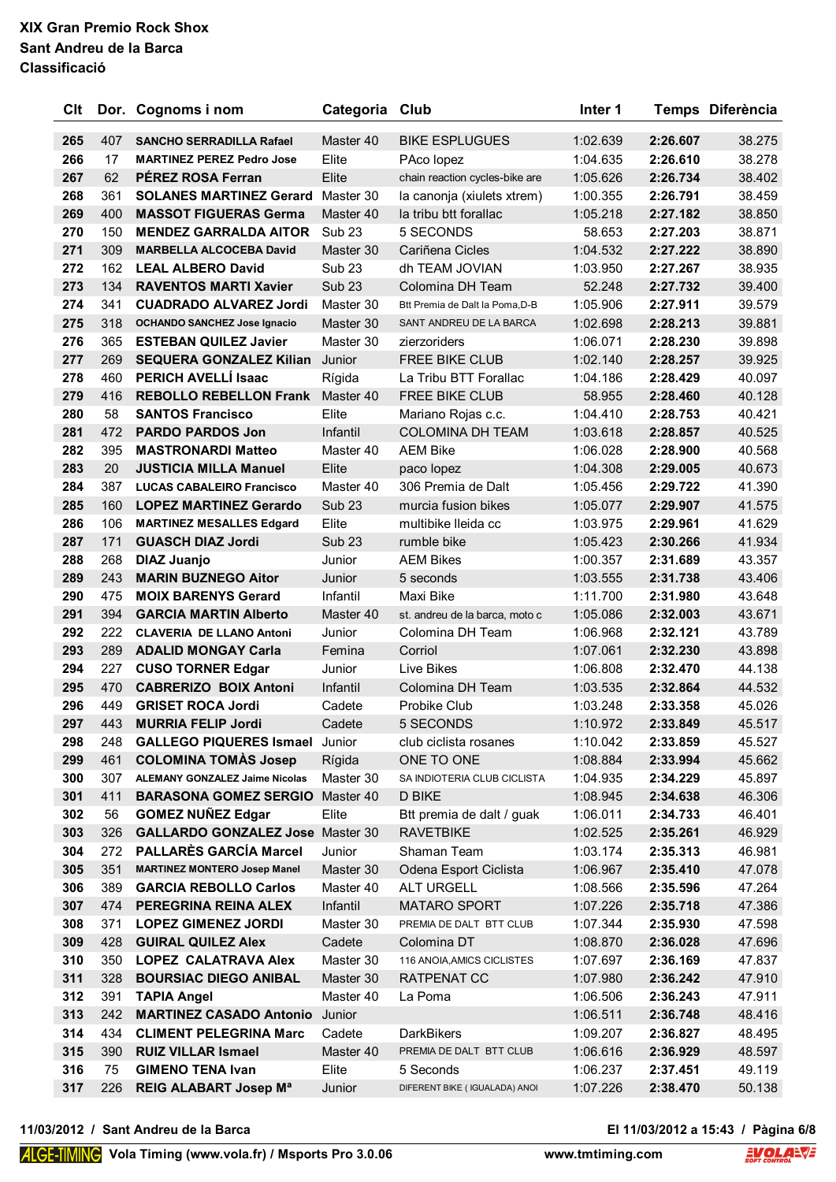**XIX Gran Premio Rock Shox**
**Sant Andreu de la Barca**
**Classificació**

| Clt | Dor. | Cognoms i nom | Categoria | Club | Inter 1 | Temps | Diferència |
|---|---|---|---|---|---|---|---|
| 265 | 407 | SANCHO SERRADILLA Rafael | Master 40 | BIKE ESPLUGUES | 1:02.639 | 2:26.607 | 38.275 |
| 266 | 17 | MARTINEZ PEREZ Pedro Jose | Elite | PAco lopez | 1:04.635 | 2:26.610 | 38.278 |
| 267 | 62 | PÉREZ ROSA Ferran | Elite | chain reaction cycles-bike are | 1:05.626 | 2:26.734 | 38.402 |
| 268 | 361 | SOLANES MARTINEZ Gerard | Master 30 | la canonja (xiulets xtrem) | 1:00.355 | 2:26.791 | 38.459 |
| 269 | 400 | MASSOT FIGUERAS Germa | Master 40 | la tribu btt forallac | 1:05.218 | 2:27.182 | 38.850 |
| 270 | 150 | MENDEZ GARRALDA AITOR | Sub 23 | 5 SECONDS | 58.653 | 2:27.203 | 38.871 |
| 271 | 309 | MARBELLA ALCOCEBA David | Master 30 | Cariñena Cicles | 1:04.532 | 2:27.222 | 38.890 |
| 272 | 162 | LEAL ALBERO David | Sub 23 | dh TEAM JOVIAN | 1:03.950 | 2:27.267 | 38.935 |
| 273 | 134 | RAVENTOS MARTI Xavier | Sub 23 | Colomina DH Team | 52.248 | 2:27.732 | 39.400 |
| 274 | 341 | CUADRADO ALVAREZ Jordi | Master 30 | Btt Premia de Dalt la Poma,D-B | 1:05.906 | 2:27.911 | 39.579 |
| 275 | 318 | OCHANDO SANCHEZ Jose Ignacio | Master 30 | SANT ANDREU DE LA BARCA | 1:02.698 | 2:28.213 | 39.881 |
| 276 | 365 | ESTEBAN QUILEZ Javier | Master 30 | zierzoriders | 1:06.071 | 2:28.230 | 39.898 |
| 277 | 269 | SEQUERA GONZALEZ Kilian | Junior | FREE BIKE CLUB | 1:02.140 | 2:28.257 | 39.925 |
| 278 | 460 | PERICH AVELLÍ Isaac | Rígida | La Tribu BTT Forallac | 1:04.186 | 2:28.429 | 40.097 |
| 279 | 416 | REBOLLO REBELLON Frank | Master 40 | FREE BIKE CLUB | 58.955 | 2:28.460 | 40.128 |
| 280 | 58 | SANTOS Francisco | Elite | Mariano Rojas c.c. | 1:04.410 | 2:28.753 | 40.421 |
| 281 | 472 | PARDO PARDOS Jon | Infantil | COLOMINA DH TEAM | 1:03.618 | 2:28.857 | 40.525 |
| 282 | 395 | MASTRONARDI Matteo | Master 40 | AEM Bike | 1:06.028 | 2:28.900 | 40.568 |
| 283 | 20 | JUSTICIA MILLA Manuel | Elite | paco lopez | 1:04.308 | 2:29.005 | 40.673 |
| 284 | 387 | LUCAS CABALEIRO Francisco | Master 40 | 306 Premia de Dalt | 1:05.456 | 2:29.722 | 41.390 |
| 285 | 160 | LOPEZ MARTINEZ Gerardo | Sub 23 | murcia fusion bikes | 1:05.077 | 2:29.907 | 41.575 |
| 286 | 106 | MARTINEZ MESALLES Edgard | Elite | multibike lleida cc | 1:03.975 | 2:29.961 | 41.629 |
| 287 | 171 | GUASCH DIAZ Jordi | Sub 23 | rumble bike | 1:05.423 | 2:30.266 | 41.934 |
| 288 | 268 | DIAZ Juanjo | Junior | AEM Bikes | 1:00.357 | 2:31.689 | 43.357 |
| 289 | 243 | MARIN BUZNEGO Aitor | Junior | 5 seconds | 1:03.555 | 2:31.738 | 43.406 |
| 290 | 475 | MOIX BARENYS Gerard | Infantil | Maxi Bike | 1:11.700 | 2:31.980 | 43.648 |
| 291 | 394 | GARCIA MARTIN Alberto | Master 40 | st. andreu de la barca, moto c | 1:05.086 | 2:32.003 | 43.671 |
| 292 | 222 | CLAVERIA DE LLANO Antoni | Junior | Colomina DH Team | 1:06.968 | 2:32.121 | 43.789 |
| 293 | 289 | ADALID MONGAY Carla | Femina | Corriol | 1:07.061 | 2:32.230 | 43.898 |
| 294 | 227 | CUSO TORNER Edgar | Junior | Live Bikes | 1:06.808 | 2:32.470 | 44.138 |
| 295 | 470 | CABRERIZO BOIX Antoni | Infantil | Colomina DH Team | 1:03.535 | 2:32.864 | 44.532 |
| 296 | 449 | GRISET ROCA Jordi | Cadete | Probike Club | 1:03.248 | 2:33.358 | 45.026 |
| 297 | 443 | MURRIA FELIP Jordi | Cadete | 5 SECONDS | 1:10.972 | 2:33.849 | 45.517 |
| 298 | 248 | GALLEGO PIQUERES Ismael | Junior | club ciclista rosanes | 1:10.042 | 2:33.859 | 45.527 |
| 299 | 461 | COLOMINA TOMÀS Josep | Rígida | ONE TO ONE | 1:08.884 | 2:33.994 | 45.662 |
| 300 | 307 | ALEMANY GONZALEZ Jaime Nicolas | Master 30 | SA INDIOTERIA CLUB CICLISTA | 1:04.935 | 2:34.229 | 45.897 |
| 301 | 411 | BARASONA GOMEZ SERGIO | Master 40 | D BIKE | 1:08.945 | 2:34.638 | 46.306 |
| 302 | 56 | GOMEZ NUÑEZ Edgar | Elite | Btt premia de dalt / guak | 1:06.011 | 2:34.733 | 46.401 |
| 303 | 326 | GALLARDO GONZALEZ Jose | Master 30 | RAVETBIKE | 1:02.525 | 2:35.261 | 46.929 |
| 304 | 272 | PALLARÈS GARCÍA Marcel | Junior | Shaman Team | 1:03.174 | 2:35.313 | 46.981 |
| 305 | 351 | MARTINEZ MONTERO Josep Manel | Master 30 | Odena Esport Ciclista | 1:06.967 | 2:35.410 | 47.078 |
| 306 | 389 | GARCIA REBOLLO Carlos | Master 40 | ALT URGELL | 1:08.566 | 2:35.596 | 47.264 |
| 307 | 474 | PEREGRINA REINA ALEX | Infantil | MATARO SPORT | 1:07.226 | 2:35.718 | 47.386 |
| 308 | 371 | LOPEZ GIMENEZ JORDI | Master 30 | PREMIA DE DALT BTT CLUB | 1:07.344 | 2:35.930 | 47.598 |
| 309 | 428 | GUIRAL QUILEZ Alex | Cadete | Colomina DT | 1:08.870 | 2:36.028 | 47.696 |
| 310 | 350 | LOPEZ CALATRAVA Alex | Master 30 | 116 ANOIA,AMICS CICLISTES | 1:07.697 | 2:36.169 | 47.837 |
| 311 | 328 | BOURSIAC DIEGO ANIBAL | Master 30 | RATPENAT CC | 1:07.980 | 2:36.242 | 47.910 |
| 312 | 391 | TAPIA Angel | Master 40 | La Poma | 1:06.506 | 2:36.243 | 47.911 |
| 313 | 242 | MARTINEZ CASADO Antonio | Junior | | 1:06.511 | 2:36.748 | 48.416 |
| 314 | 434 | CLIMENT PELEGRINA Marc | Cadete | DarkBikers | 1:09.207 | 2:36.827 | 48.495 |
| 315 | 390 | RUIZ VILLAR Ismael | Master 40 | PREMIA DE DALT BTT CLUB | 1:06.616 | 2:36.929 | 48.597 |
| 316 | 75 | GIMENO TENA Ivan | Elite | 5 Seconds | 1:06.237 | 2:37.451 | 49.119 |
| 317 | 226 | REIG ALABART Josep Mª | Junior | DIFERENT BIKE ( IGUALADA) ANOI | 1:07.226 | 2:38.470 | 50.138 |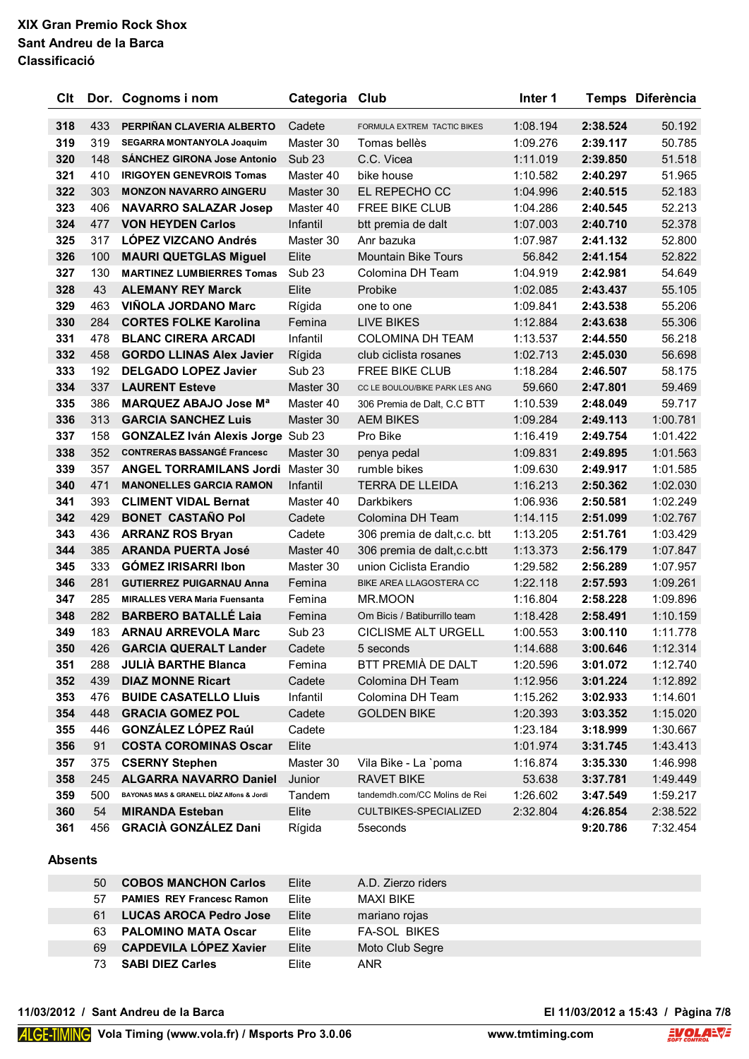# XIX Gran Premio Rock Shox
## Sant Andreu de la Barca
## Classificació

| Clt | Dor. | Cognoms i nom | Categoria | Club | Inter 1 | Temps | Diferència |
|---|---|---|---|---|---|---|---|
| 318 | 433 | PERPIÑAN CLAVERIA ALBERTO | Cadete | FORMULA EXTREM TACTIC BIKES | 1:08.194 | 2:38.524 | 50.192 |
| 319 | 319 | SEGARRA MONTANYOLA Joaquim | Master 30 | Tomas bellès | 1:09.276 | 2:39.117 | 50.785 |
| 320 | 148 | SÁNCHEZ GIRONA Jose Antonio | Sub 23 | C.C. Vicea | 1:11.019 | 2:39.850 | 51.518 |
| 321 | 410 | IRIGOYEN GENEVROIS Tomas | Master 40 | bike house | 1:10.582 | 2:40.297 | 51.965 |
| 322 | 303 | MONZON NAVARRO AINGERU | Master 30 | EL REPECHO CC | 1:04.996 | 2:40.515 | 52.183 |
| 323 | 406 | NAVARRO SALAZAR Josep | Master 40 | FREE BIKE CLUB | 1:04.286 | 2:40.545 | 52.213 |
| 324 | 477 | VON HEYDEN Carlos | Infantil | btt premia de dalt | 1:07.003 | 2:40.710 | 52.378 |
| 325 | 317 | LÓPEZ VIZCANO Andrés | Master 30 | Anr bazuka | 1:07.987 | 2:41.132 | 52.800 |
| 326 | 100 | MAURI QUETGLAS Miguel | Elite | Mountain Bike Tours | 56.842 | 2:41.154 | 52.822 |
| 327 | 130 | MARTINEZ LUMBIERRES Tomas | Sub 23 | Colomina DH Team | 1:04.919 | 2:42.981 | 54.649 |
| 328 | 43 | ALEMANY REY Marck | Elite | Probike | 1:02.085 | 2:43.437 | 55.105 |
| 329 | 463 | VIÑOLA JORDANO Marc | Rígida | one to one | 1:09.841 | 2:43.538 | 55.206 |
| 330 | 284 | CORTES FOLKE Karolina | Femina | LIVE BIKES | 1:12.884 | 2:43.638 | 55.306 |
| 331 | 478 | BLANC CIRERA ARCADI | Infantil | COLOMINA DH TEAM | 1:13.537 | 2:44.550 | 56.218 |
| 332 | 458 | GORDO LLINAS Alex Javier | Rígida | club ciclista rosanes | 1:02.713 | 2:45.030 | 56.698 |
| 333 | 192 | DELGADO LOPEZ Javier | Sub 23 | FREE BIKE CLUB | 1:18.284 | 2:46.507 | 58.175 |
| 334 | 337 | LAURENT Esteve | Master 30 | CC LE BOULOU/BIKE PARK LES ANG | 59.660 | 2:47.801 | 59.469 |
| 335 | 386 | MARQUEZ ABAJO Jose Mª | Master 40 | 306 Premia de Dalt, C.C BTT | 1:10.539 | 2:48.049 | 59.717 |
| 336 | 313 | GARCIA SANCHEZ Luis | Master 30 | AEM BIKES | 1:09.284 | 2:49.113 | 1:00.781 |
| 337 | 158 | GONZALEZ Iván Alexis Jorge | Sub 23 | Pro Bike | 1:16.419 | 2:49.754 | 1:01.422 |
| 338 | 352 | CONTRERAS BASSANGÉ Francesc | Master 30 | penya pedal | 1:09.831 | 2:49.895 | 1:01.563 |
| 339 | 357 | ANGEL TORRAMILANS Jordi | Master 30 | rumble bikes | 1:09.630 | 2:49.917 | 1:01.585 |
| 340 | 471 | MANONELLES GARCIA RAMON | Infantil | TERRA DE LLEIDA | 1:16.213 | 2:50.362 | 1:02.030 |
| 341 | 393 | CLIMENT VIDAL Bernat | Master 40 | Darkbikers | 1:06.936 | 2:50.581 | 1:02.249 |
| 342 | 429 | BONET CASTAÑO Pol | Cadete | Colomina DH Team | 1:14.115 | 2:51.099 | 1:02.767 |
| 343 | 436 | ARRANZ ROS Bryan | Cadete | 306 premia de dalt,c.c. btt | 1:13.205 | 2:51.761 | 1:03.429 |
| 344 | 385 | ARANDA PUERTA José | Master 40 | 306 premia de dalt,c.c.btt | 1:13.373 | 2:56.179 | 1:07.847 |
| 345 | 333 | GÓMEZ IRISARRI Ibon | Master 30 | union Ciclista Erandio | 1:29.582 | 2:56.289 | 1:07.957 |
| 346 | 281 | GUTIERREZ PUIGARNAU Anna | Femina | BIKE AREA LLAGOSTERA CC | 1:22.118 | 2:57.593 | 1:09.261 |
| 347 | 285 | MIRALLES VERA Maria Fuensanta | Femina | MR.MOON | 1:16.804 | 2:58.228 | 1:09.896 |
| 348 | 282 | BARBERO BATALLÉ Laia | Femina | Om Bicis / Batiburrillo team | 1:18.428 | 2:58.491 | 1:10.159 |
| 349 | 183 | ARNAU ARREVOLA Marc | Sub 23 | CICLISME ALT URGELL | 1:00.553 | 3:00.110 | 1:11.778 |
| 350 | 426 | GARCIA QUERALT Lander | Cadete | 5 seconds | 1:14.688 | 3:00.646 | 1:12.314 |
| 351 | 288 | JULIÀ BARTHE Blanca | Femina | BTT PREMIÀ DE DALT | 1:20.596 | 3:01.072 | 1:12.740 |
| 352 | 439 | DIAZ MONNE Ricart | Cadete | Colomina DH Team | 1:12.956 | 3:01.224 | 1:12.892 |
| 353 | 476 | BUIDE CASATELLO Lluis | Infantil | Colomina DH Team | 1:15.262 | 3:02.933 | 1:14.601 |
| 354 | 448 | GRACIA GOMEZ POL | Cadete | GOLDEN BIKE | 1:20.393 | 3:03.352 | 1:15.020 |
| 355 | 446 | GONZÁLEZ LÓPEZ Raúl | Cadete | | 1:23.184 | 3:18.999 | 1:30.667 |
| 356 | 91 | COSTA COROMINAS Oscar | Elite | | 1:01.974 | 3:31.745 | 1:43.413 |
| 357 | 375 | CSERNY Stephen | Master 30 | Vila Bike - La `poma | 1:16.874 | 3:35.330 | 1:46.998 |
| 358 | 245 | ALGARRA NAVARRO Daniel | Junior | RAVET BIKE | 53.638 | 3:37.781 | 1:49.449 |
| 359 | 500 | BAYONAS MAS & GRANELL DÍAZ Alfons & Jordi | Tandem | tandemdh.com/CC Molins de Rei | 1:26.602 | 3:47.549 | 1:59.217 |
| 360 | 54 | MIRANDA Esteban | Elite | CULTBIKES-SPECIALIZED | 2:32.804 | 4:26.854 | 2:38.522 |
| 361 | 456 | GRACIÀ GONZÁLEZ Dani | Rígida | 5seconds | | 9:20.786 | 7:32.454 |

### Absents

| Dor. | Cognoms i nom | Categoria | Club |
|---|---|---|---|
| 50 | COBOS MANCHON Carlos | Elite | A.D. Zierzo riders |
| 57 | PAMIES REY Francesc Ramon | Elite | MAXI BIKE |
| 61 | LUCAS AROCA Pedro Jose | Elite | mariano rojas |
| 63 | PALOMINO MATA Oscar | Elite | FA-SOL BIKES |
| 69 | CAPDEVILA LÓPEZ Xavier | Elite | Moto Club Segre |
| 73 | SABI DIEZ Carles | Elite | ANR |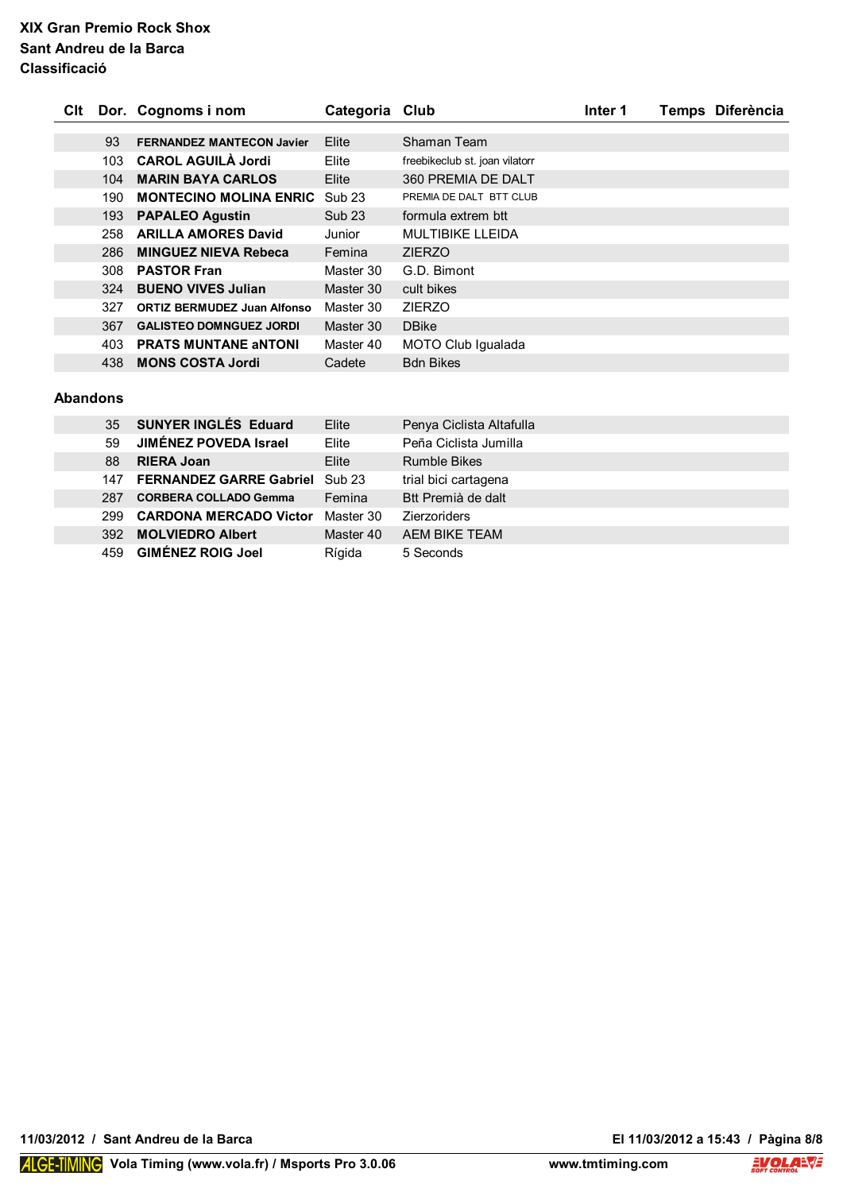**XIX Gran Premio Rock Shox**
**Sant Andreu de la Barca**
**Classificació**

| Clt | Dor. | Cognoms i nom | Categoria | Club | Inter 1 | Temps | Diferència |
|---|---|---|---|---|---|---|---|
| | 93 | **FERNANDEZ MANTECON Javier** | Elite | Shaman Team | | | |
| | 103 | **CAROL AGUILÀ Jordi** | Elite | freebikeclub st. joan vilatorr | | | |
| | 104 | **MARIN BAYA CARLOS** | Elite | 360 PREMIA DE DALT | | | |
| | 190 | **MONTECINO MOLINA ENRIC** | Sub 23 | PREMIA DE DALT BTT CLUB | | | |
| | 193 | **PAPALEO Agustin** | Sub 23 | formula extrem btt | | | |
| | 258 | **ARILLA AMORES David** | Junior | MULTIBIKE LLEIDA | | | |
| | 286 | **MINGUEZ NIEVA Rebeca** | Femina | ZIERZO | | | |
| | 308 | **PASTOR Fran** | Master 30 | G.D. Bimont | | | |
| | 324 | **BUENO VIVES Julian** | Master 30 | cult bikes | | | |
| | 327 | **ORTIZ BERMUDEZ Juan Alfonso** | Master 30 | ZIERZO | | | |
| | 367 | **GALISTEO DOMNGUEZ JORDI** | Master 30 | DBike | | | |
| | 403 | **PRATS MUNTANE aNTONI** | Master 40 | MOTO Club Igualada | | | |
| | 438 | **MONS COSTA Jordi** | Cadete | Bdn Bikes | | | |

**Abandons**

| | Dor. | Cognoms i nom | Categoria | Club |
|---|---|---|---|---|
| | 35 | **SUNYER INGLÉS Eduard** | Elite | Penya Ciclista Altafulla |
| | 59 | **JIMÉNEZ POVEDA Israel** | Elite | Peña Ciclista Jumilla |
| | 88 | **RIERA Joan** | Elite | Rumble Bikes |
| | 147 | **FERNANDEZ GARRE Gabriel** | Sub 23 | trial bici cartagena |
| | 287 | **CORBERA COLLADO Gemma** | Femina | Btt Premià de dalt |
| | 299 | **CARDONA MERCADO Victor** | Master 30 | Zierzoriders |
| | 392 | **MOLVIEDRO Albert** | Master 40 | AEM BIKE TEAM |
| | 459 | **GIMÉNEZ ROIG Joel** | Rígida | 5 Seconds |

11/03/2012 / Sant Andreu de la Barca — El 11/03/2012 a 15:43

Vola Timing (www.vola.fr) / Msports Pro 3.0.06 — www.tmtiming.com